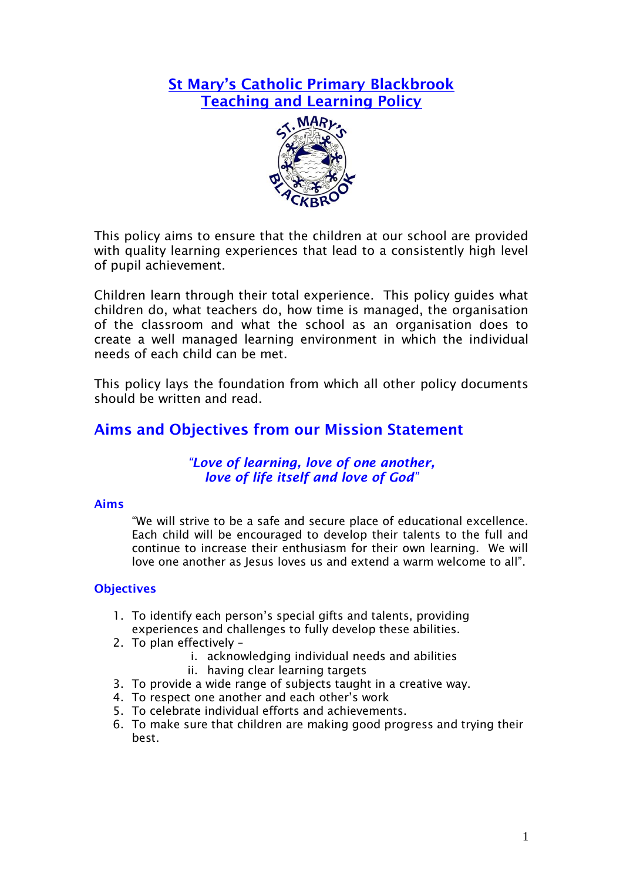# St Mary's Catholic Primary Blackbrook
# Teaching and Learning Policy

This policy aims to ensure that the children at our school are provided with quality learning experiences that lead to a consistently high level of pupil achievement.

Children learn through their total experience. This policy guides what children do, what teachers do, how time is managed, the organisation of the classroom and what the school as an organisation does to create a well managed learning environment in which the individual needs of each child can be met.

This policy lays the foundation from which all other policy documents should be written and read.

## Aims and Objectives from our Mission Statement

*"Love of learning, love of one another, love of life itself and love of God"*

### Aims

"We will strive to be a safe and secure place of educational excellence. Each child will be encouraged to develop their talents to the full and continue to increase their enthusiasm for their own learning. We will love one another as Jesus loves us and extend a warm welcome to all".

### Objectives

1. To identify each person's special gifts and talents, providing experiences and challenges to fully develop these abilities.
2. To plan effectively –
   i. acknowledging individual needs and abilities
   ii. having clear learning targets
3. To provide a wide range of subjects taught in a creative way.
4. To respect one another and each other's work
5. To celebrate individual efforts and achievements.
6. To make sure that children are making good progress and trying their best.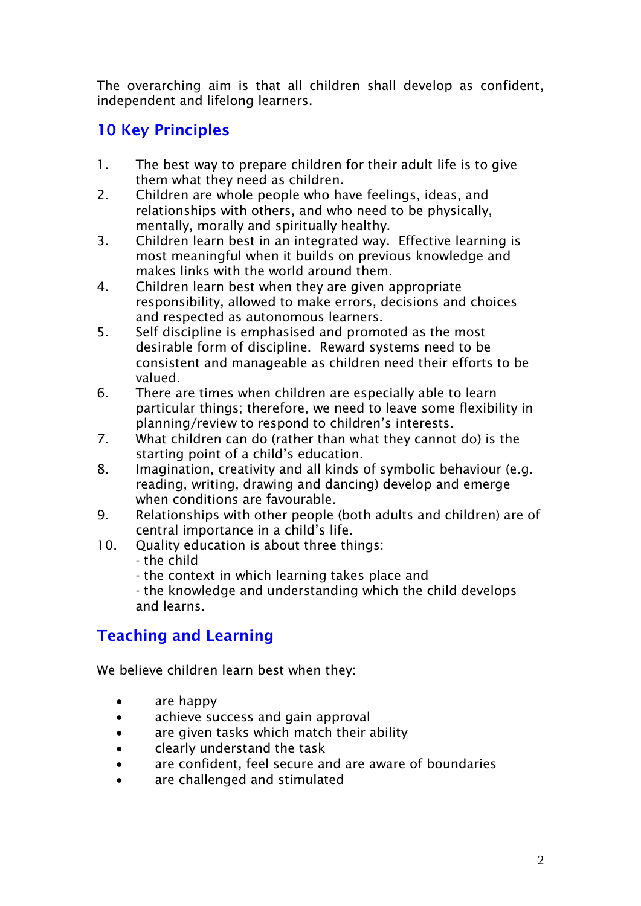The overarching aim is that all children shall develop as confident, independent and lifelong learners.

## 10 Key Principles

1. The best way to prepare children for their adult life is to give them what they need as children.
2. Children are whole people who have feelings, ideas, and relationships with others, and who need to be physically, mentally, morally and spiritually healthy.
3. Children learn best in an integrated way. Effective learning is most meaningful when it builds on previous knowledge and makes links with the world around them.
4. Children learn best when they are given appropriate responsibility, allowed to make errors, decisions and choices and respected as autonomous learners.
5. Self discipline is emphasised and promoted as the most desirable form of discipline. Reward systems need to be consistent and manageable as children need their efforts to be valued.
6. There are times when children are especially able to learn particular things; therefore, we need to leave some flexibility in planning/review to respond to children's interests.
7. What children can do (rather than what they cannot do) is the starting point of a child's education.
8. Imagination, creativity and all kinds of symbolic behaviour (e.g. reading, writing, drawing and dancing) develop and emerge when conditions are favourable.
9. Relationships with other people (both adults and children) are of central importance in a child's life.
10. Quality education is about three things:
    - the child
    - the context in which learning takes place and
    - the knowledge and understanding which the child develops and learns.

## Teaching and Learning

We believe children learn best when they:

- are happy
- achieve success and gain approval
- are given tasks which match their ability
- clearly understand the task
- are confident, feel secure and are aware of boundaries
- are challenged and stimulated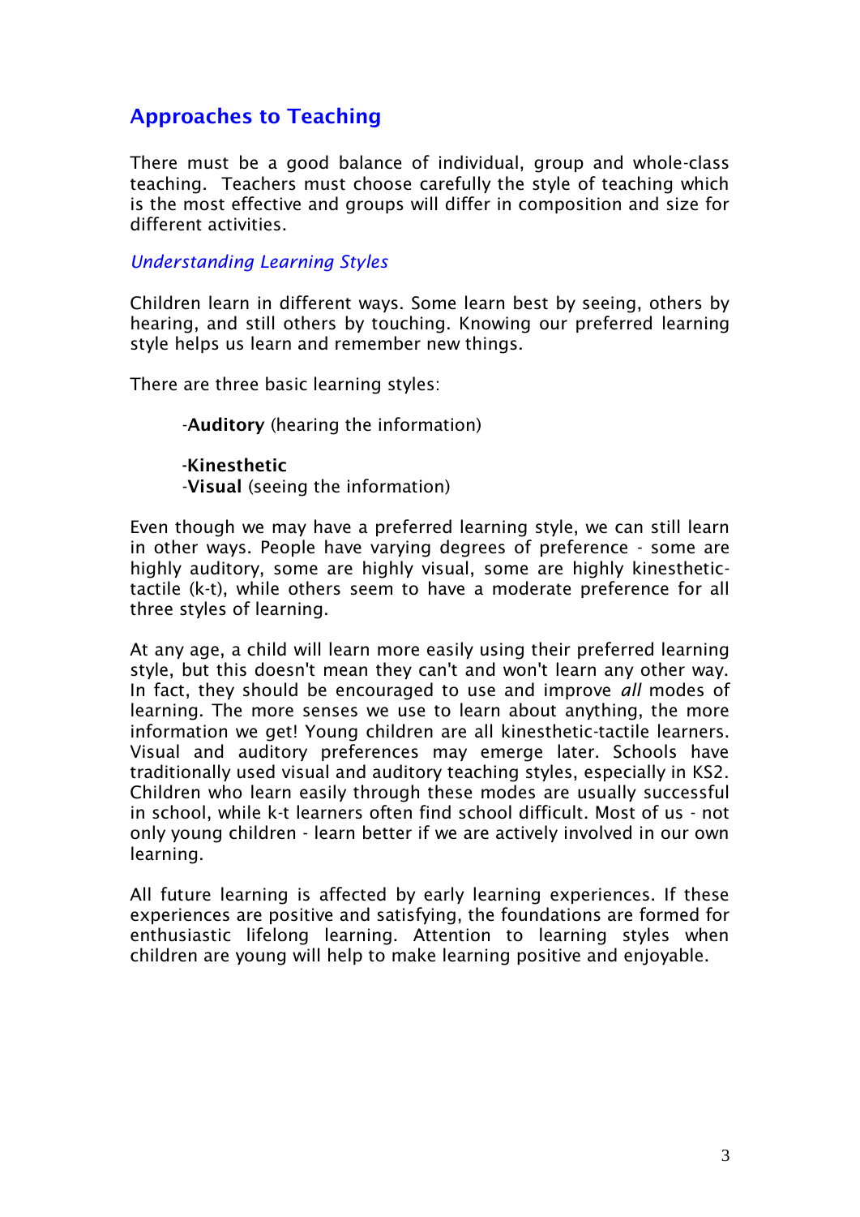## Approaches to Teaching

There must be a good balance of individual, group and whole-class teaching. Teachers must choose carefully the style of teaching which is the most effective and groups will differ in composition and size for different activities.

### *Understanding Learning Styles*

Children learn in different ways. Some learn best by seeing, others by hearing, and still others by touching. Knowing our preferred learning style helps us learn and remember new things.

There are three basic learning styles:

-**Auditory** (hearing the information)

-**Kinesthetic**
-**Visual** (seeing the information)

Even though we may have a preferred learning style, we can still learn in other ways. People have varying degrees of preference - some are highly auditory, some are highly visual, some are highly kinesthetic-tactile (k-t), while others seem to have a moderate preference for all three styles of learning.

At any age, a child will learn more easily using their preferred learning style, but this doesn't mean they can't and won't learn any other way. In fact, they should be encouraged to use and improve *all* modes of learning. The more senses we use to learn about anything, the more information we get! Young children are all kinesthetic-tactile learners. Visual and auditory preferences may emerge later. Schools have traditionally used visual and auditory teaching styles, especially in KS2. Children who learn easily through these modes are usually successful in school, while k-t learners often find school difficult. Most of us - not only young children - learn better if we are actively involved in our own learning.

All future learning is affected by early learning experiences. If these experiences are positive and satisfying, the foundations are formed for enthusiastic lifelong learning. Attention to learning styles when children are young will help to make learning positive and enjoyable.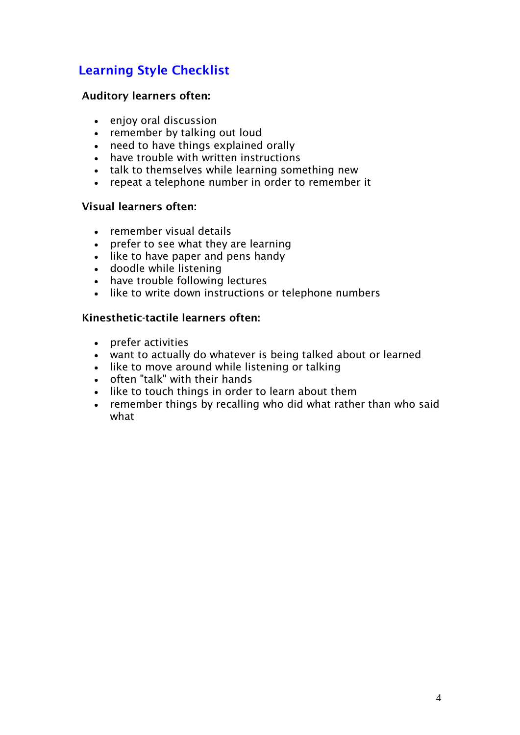## Learning Style Checklist

**Auditory learners often:**

- enjoy oral discussion
- remember by talking out loud
- need to have things explained orally
- have trouble with written instructions
- talk to themselves while learning something new
- repeat a telephone number in order to remember it

**Visual learners often:**

- remember visual details
- prefer to see what they are learning
- like to have paper and pens handy
- doodle while listening
- have trouble following lectures
- like to write down instructions or telephone numbers

**Kinesthetic-tactile learners often:**

- prefer activities
- want to actually do whatever is being talked about or learned
- like to move around while listening or talking
- often "talk" with their hands
- like to touch things in order to learn about them
- remember things by recalling who did what rather than who said what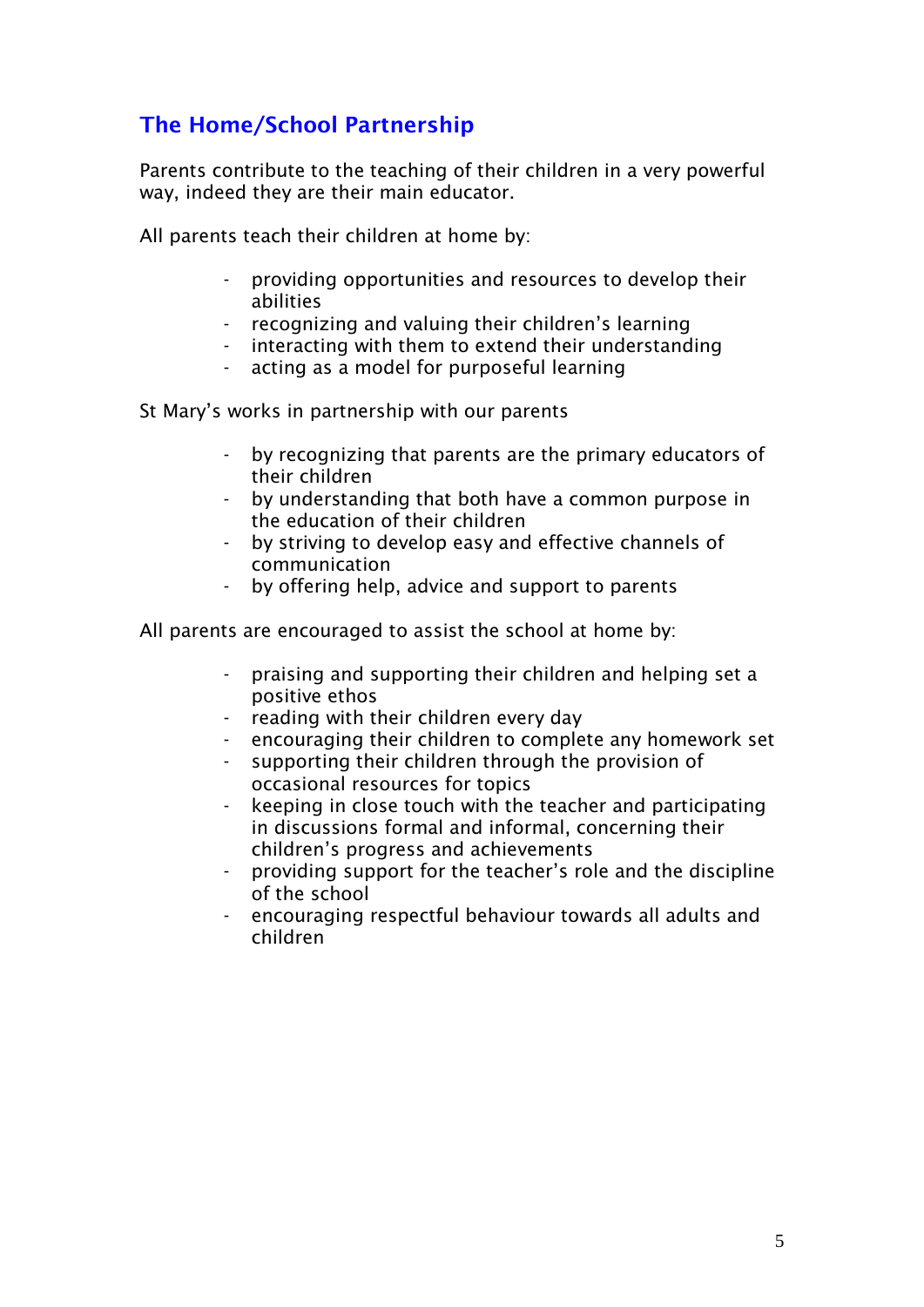## The Home/School Partnership

Parents contribute to the teaching of their children in a very powerful way, indeed they are their main educator.

All parents teach their children at home by:

- providing opportunities and resources to develop their abilities
- recognizing and valuing their children's learning
- interacting with them to extend their understanding
- acting as a model for purposeful learning

St Mary's works in partnership with our parents

- by recognizing that parents are the primary educators of their children
- by understanding that both have a common purpose in the education of their children
- by striving to develop easy and effective channels of communication
- by offering help, advice and support to parents

All parents are encouraged to assist the school at home by:

- praising and supporting their children and helping set a positive ethos
- reading with their children every day
- encouraging their children to complete any homework set
- supporting their children through the provision of occasional resources for topics
- keeping in close touch with the teacher and participating in discussions formal and informal, concerning their children's progress and achievements
- providing support for the teacher's role and the discipline of the school
- encouraging respectful behaviour towards all adults and children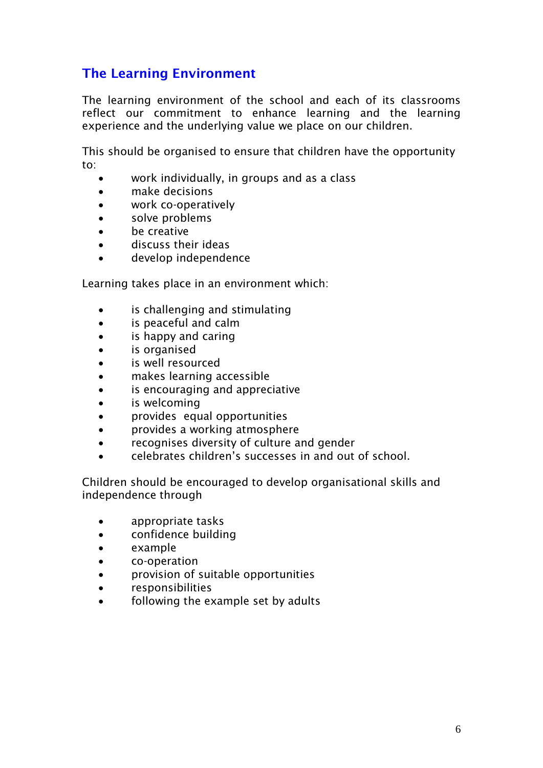## The Learning Environment

The learning environment of the school and each of its classrooms reflect our commitment to enhance learning and the learning experience and the underlying value we place on our children.

This should be organised to ensure that children have the opportunity to:

- work individually, in groups and as a class
- make decisions
- work co-operatively
- solve problems
- be creative
- discuss their ideas
- develop independence

Learning takes place in an environment which:

- is challenging and stimulating
- is peaceful and calm
- is happy and caring
- is organised
- is well resourced
- makes learning accessible
- is encouraging and appreciative
- is welcoming
- provides equal opportunities
- provides a working atmosphere
- recognises diversity of culture and gender
- celebrates children's successes in and out of school.

Children should be encouraged to develop organisational skills and independence through

- appropriate tasks
- confidence building
- example
- co-operation
- provision of suitable opportunities
- responsibilities
- following the example set by adults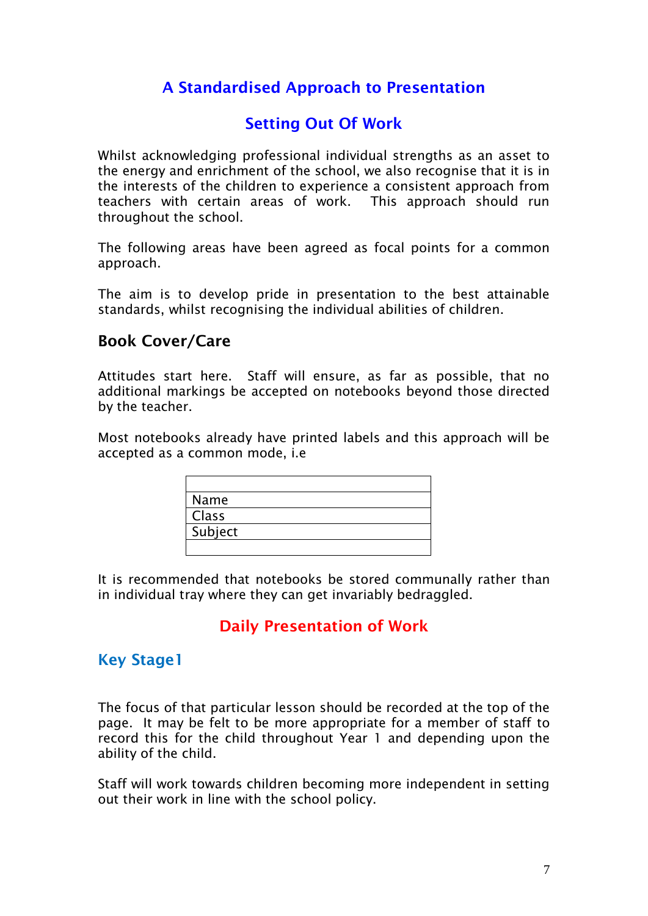## A Standardised Approach to Presentation

## Setting Out Of Work

Whilst acknowledging professional individual strengths as an asset to the energy and enrichment of the school, we also recognise that it is in the interests of the children to experience a consistent approach from teachers with certain areas of work. This approach should run throughout the school.

The following areas have been agreed as focal points for a common approach.

The aim is to develop pride in presentation to the best attainable standards, whilst recognising the individual abilities of children.

### Book Cover/Care

Attitudes start here. Staff will ensure, as far as possible, that no additional markings be accepted on notebooks beyond those directed by the teacher.

Most notebooks already have printed labels and this approach will be accepted as a common mode, i.e

| |
|---|
| Name |
| Class |
| Subject |
| |

It is recommended that notebooks be stored communally rather than in individual tray where they can get invariably bedraggled.

## Daily Presentation of Work

### Key Stage1

The focus of that particular lesson should be recorded at the top of the page. It may be felt to be more appropriate for a member of staff to record this for the child throughout Year 1 and depending upon the ability of the child.

Staff will work towards children becoming more independent in setting out their work in line with the school policy.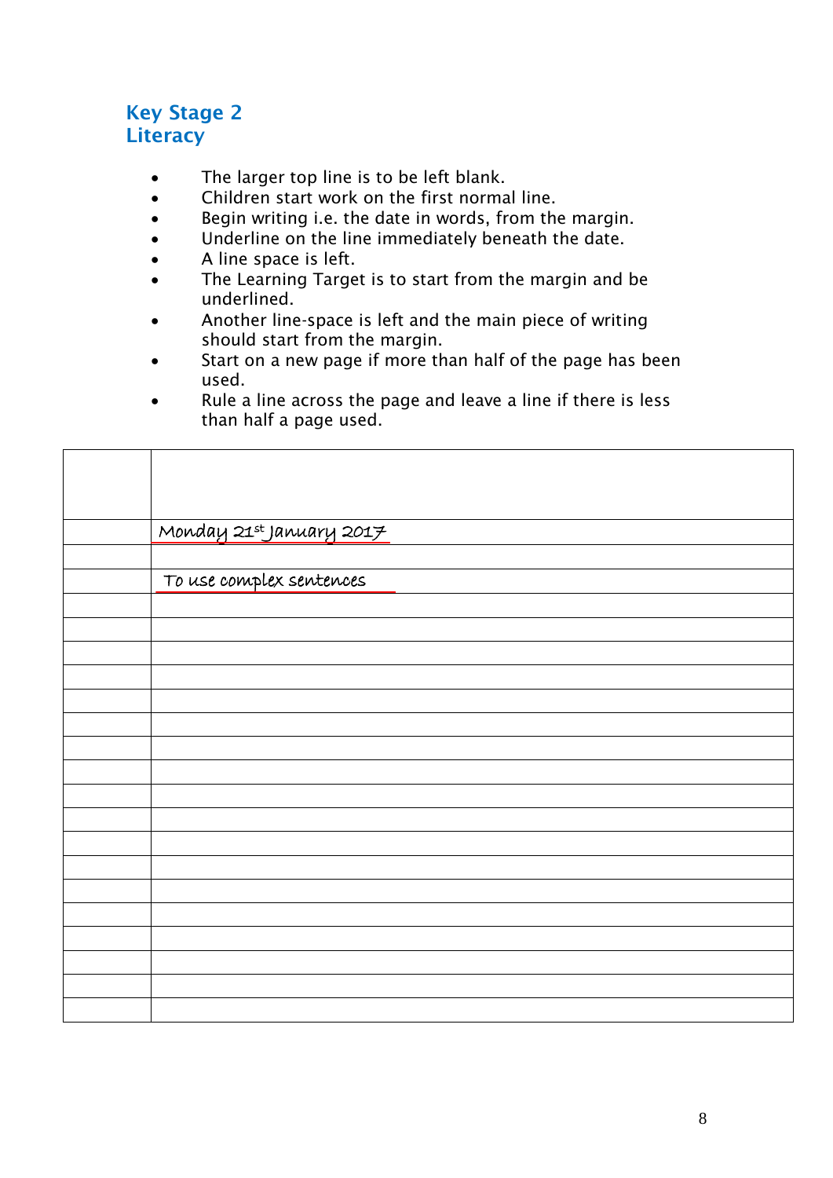## Key Stage 2
## Literacy

- The larger top line is to be left blank.
- Children start work on the first normal line.
- Begin writing i.e. the date in words, from the margin.
- Underline on the line immediately beneath the date.
- A line space is left.
- The Learning Target is to start from the margin and be underlined.
- Another line-space is left and the main piece of writing should start from the margin.
- Start on a new page if more than half of the page has been used.
- Rule a line across the page and leave a line if there is less than half a page used.

| | |
|---|---|
| | |
| | <u>Monday 21st January 2017</u> |
| | |
| | <u>To use complex sentences</u> |
| | |
| | |
| | |
| | |
| | |
| | |
| | |
| | |
| | |
| | |
| | |
| | |
| | |
| | |
| | |
| | |
| | |
| | |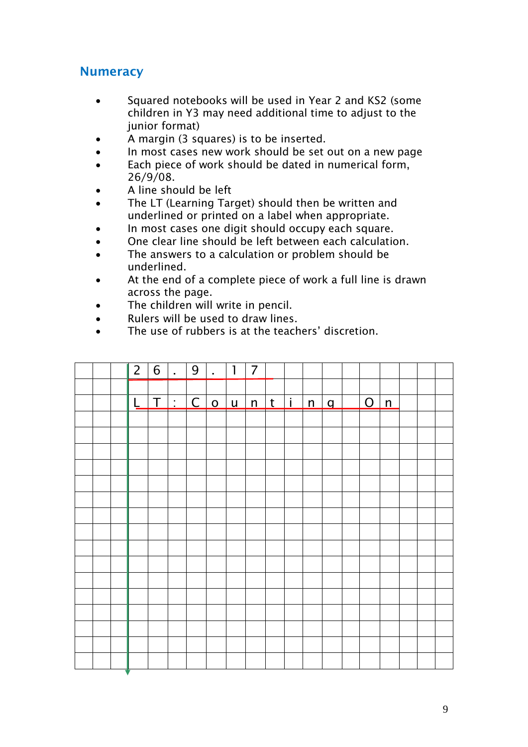## Numeracy

- Squared notebooks will be used in Year 2 and KS2 (some children in Y3 may need additional time to adjust to the junior format)
- A margin (3 squares) is to be inserted.
- In most cases new work should be set out on a new page
- Each piece of work should be dated in numerical form, 26/9/08.
- A line should be left
- The LT (Learning Target) should then be written and underlined or printed on a label when appropriate.
- In most cases one digit should occupy each square.
- One clear line should be left between each calculation.
- The answers to a calculation or problem should be underlined.
- At the end of a complete piece of work a full line is drawn across the page.
- The children will write in pencil.
- Rulers will be used to draw lines.
- The use of rubbers is at the teachers' discretion.

| | | | | | | | | | | | | | | | | | | |
|---|---|---|---|---|---|---|---|---|---|---|---|---|---|---|---|---|---|---|
| | | | 2 | 6 | . | 9 | . | 1 | 7 | | | | | | | | | |
| | | | | | | | | | | | | | | | | | | |
| | | | L | T | : | C | o | u | n | t | i | n | g | | O | n | | |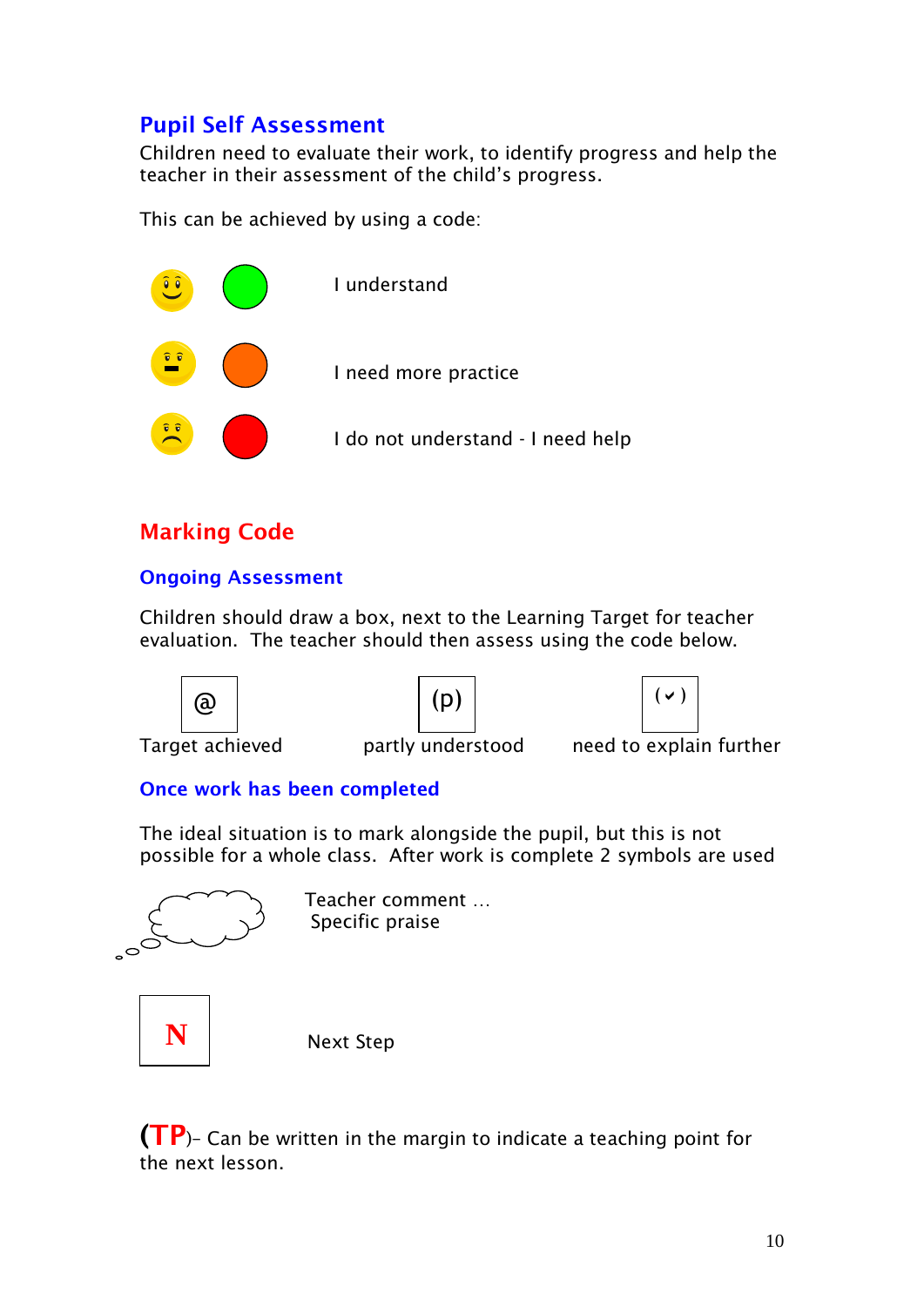## Pupil Self Assessment

Children need to evaluate their work, to identify progress and help the teacher in their assessment of the child's progress.

This can be achieved by using a code:

| | | |
|---|---|---|
| 🙂 | 🟢 | I understand |
| 😐 | 🟠 | I need more practice |
| 🙁 | 🔴 | I do not understand - I need help |

## Marking Code

### Ongoing Assessment

Children should draw a box, next to the Learning Target for teacher evaluation. The teacher should then assess using the code below.

| @ | (p) | (✓) |
|---|---|---|
| Target achieved | partly understood | need to explain further |

### Once work has been completed

The ideal situation is to mark alongside the pupil, but this is not possible for a whole class. After work is complete 2 symbols are used

Teacher comment …
Specific praise

**N** — Next Step

**(TP)**– Can be written in the margin to indicate a teaching point for the next lesson.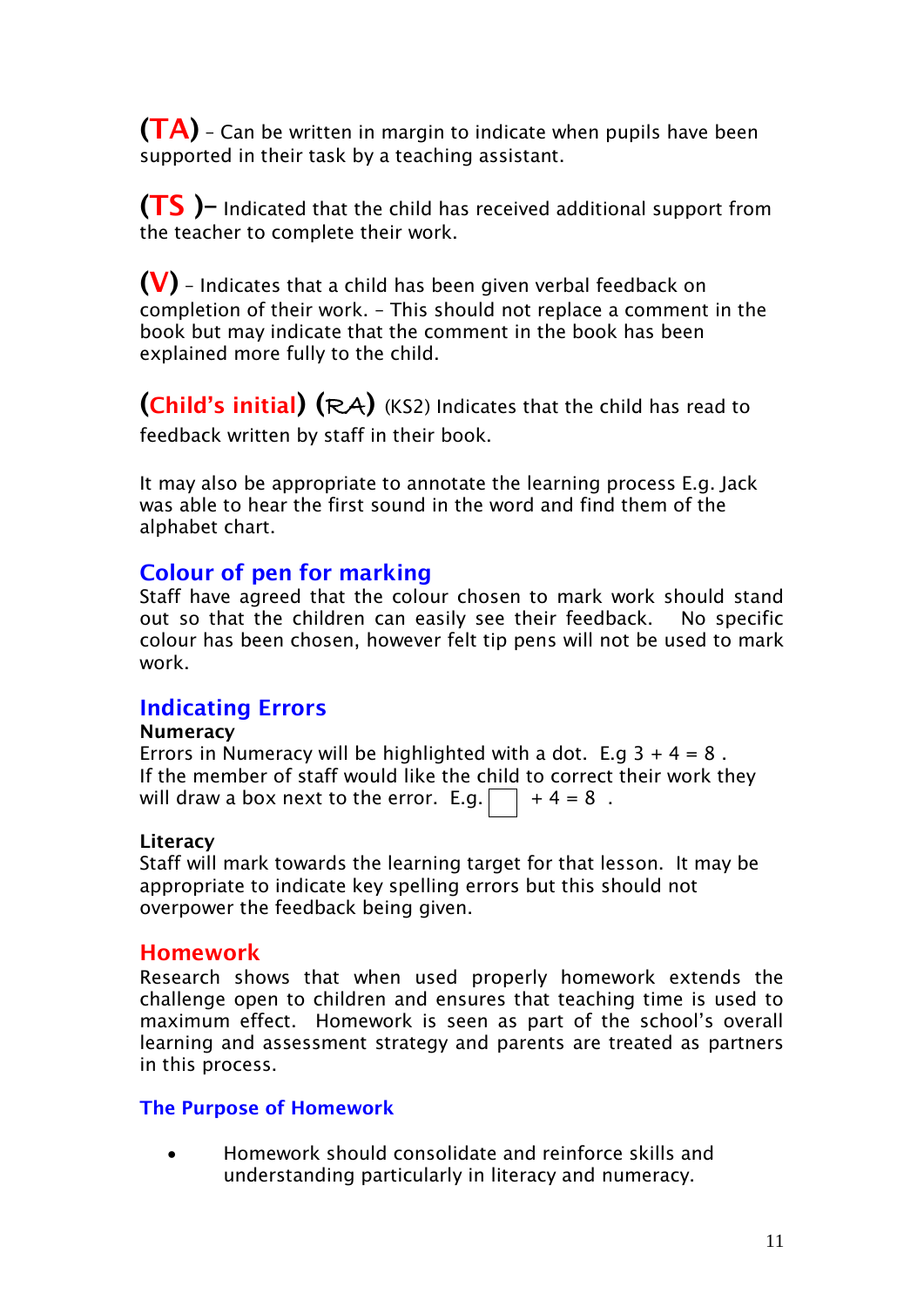**(TA)** – Can be written in margin to indicate when pupils have been supported in their task by a teaching assistant.

**(TS )–** Indicated that the child has received additional support from the teacher to complete their work.

**(V)** – Indicates that a child has been given verbal feedback on completion of their work. – This should not replace a comment in the book but may indicate that the comment in the book has been explained more fully to the child.

**(Child's initial) (RA)** (KS2) Indicates that the child has read to feedback written by staff in their book.

It may also be appropriate to annotate the learning process E.g. Jack was able to hear the first sound in the word and find them of the alphabet chart.

## Colour of pen for marking

Staff have agreed that the colour chosen to mark work should stand out so that the children can easily see their feedback. No specific colour has been chosen, however felt tip pens will not be used to mark work.

## Indicating Errors

**Numeracy**

Errors in Numeracy will be highlighted with a dot. E.g 3 + 4 = 8 .
If the member of staff would like the child to correct their work they will draw a box next to the error. E.g. ☐ + 4 = 8 .

**Literacy**

Staff will mark towards the learning target for that lesson. It may be appropriate to indicate key spelling errors but this should not overpower the feedback being given.

## Homework

Research shows that when used properly homework extends the challenge open to children and ensures that teaching time is used to maximum effect. Homework is seen as part of the school's overall learning and assessment strategy and parents are treated as partners in this process.

### The Purpose of Homework

- Homework should consolidate and reinforce skills and understanding particularly in literacy and numeracy.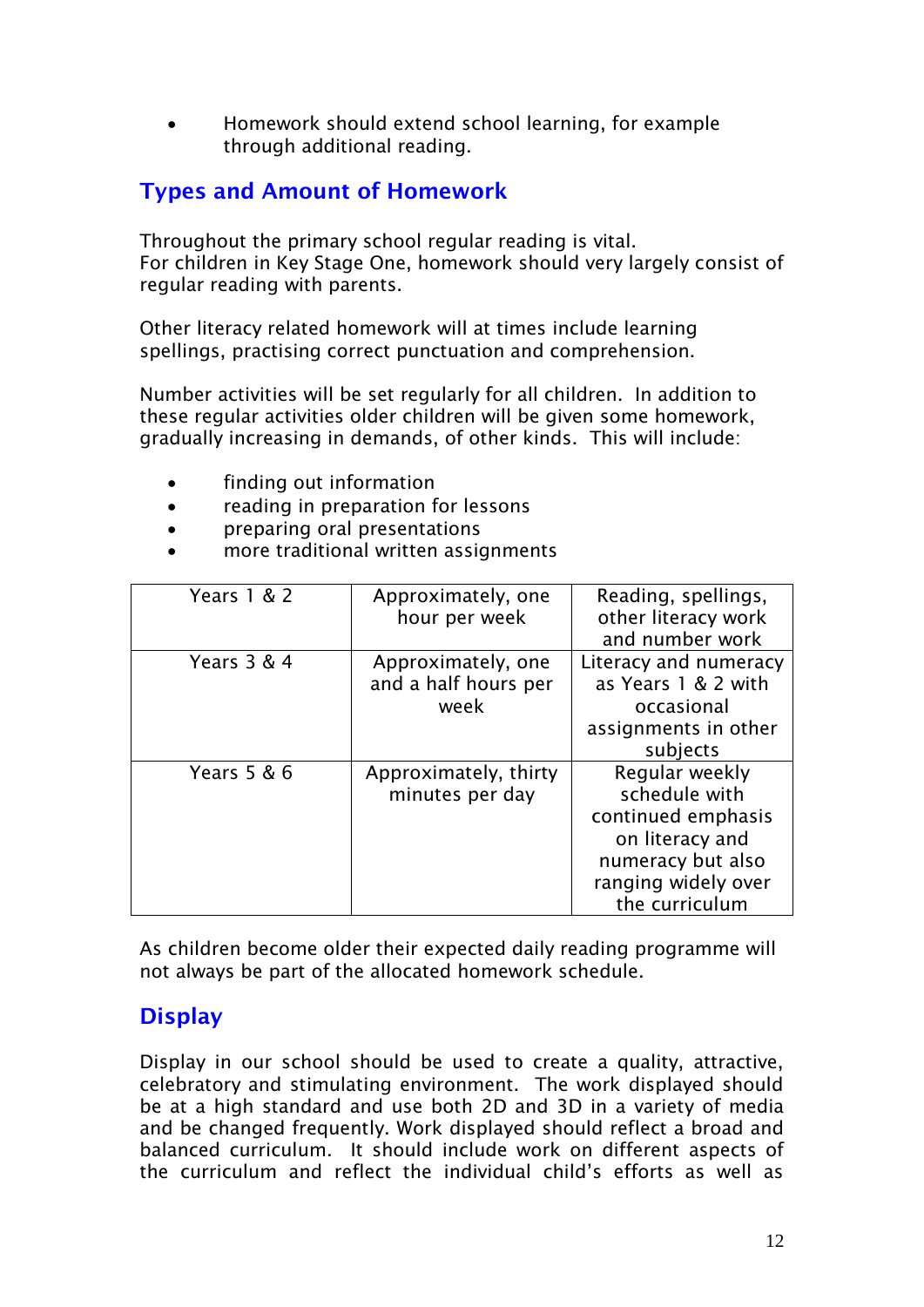- Homework should extend school learning, for example through additional reading.

## Types and Amount of Homework

Throughout the primary school regular reading is vital.
For children in Key Stage One, homework should very largely consist of regular reading with parents.

Other literacy related homework will at times include learning spellings, practising correct punctuation and comprehension.

Number activities will be set regularly for all children. In addition to these regular activities older children will be given some homework, gradually increasing in demands, of other kinds. This will include:

- finding out information
- reading in preparation for lessons
- preparing oral presentations
- more traditional written assignments

| | | |
|---|---|---|
| Years 1 & 2 | Approximately, one hour per week | Reading, spellings, other literacy work and number work |
| Years 3 & 4 | Approximately, one and a half hours per week | Literacy and numeracy as Years 1 & 2 with occasional assignments in other subjects |
| Years 5 & 6 | Approximately, thirty minutes per day | Regular weekly schedule with continued emphasis on literacy and numeracy but also ranging widely over the curriculum |

As children become older their expected daily reading programme will not always be part of the allocated homework schedule.

## Display

Display in our school should be used to create a quality, attractive, celebratory and stimulating environment. The work displayed should be at a high standard and use both 2D and 3D in a variety of media and be changed frequently. Work displayed should reflect a broad and balanced curriculum. It should include work on different aspects of the curriculum and reflect the individual child's efforts as well as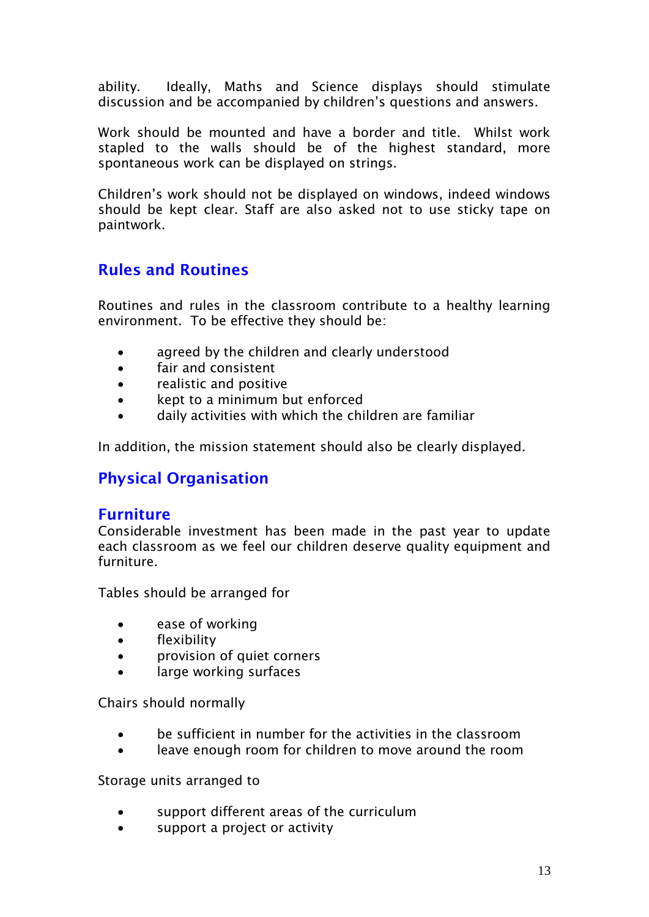ability. Ideally, Maths and Science displays should stimulate discussion and be accompanied by children's questions and answers.

Work should be mounted and have a border and title. Whilst work stapled to the walls should be of the highest standard, more spontaneous work can be displayed on strings.

Children's work should not be displayed on windows, indeed windows should be kept clear. Staff are also asked not to use sticky tape on paintwork.

## Rules and Routines

Routines and rules in the classroom contribute to a healthy learning environment. To be effective they should be:

- agreed by the children and clearly understood
- fair and consistent
- realistic and positive
- kept to a minimum but enforced
- daily activities with which the children are familiar

In addition, the mission statement should also be clearly displayed.

## Physical Organisation

### Furniture

Considerable investment has been made in the past year to update each classroom as we feel our children deserve quality equipment and furniture.

Tables should be arranged for

- ease of working
- flexibility
- provision of quiet corners
- large working surfaces

Chairs should normally

- be sufficient in number for the activities in the classroom
- leave enough room for children to move around the room

Storage units arranged to

- support different areas of the curriculum
- support a project or activity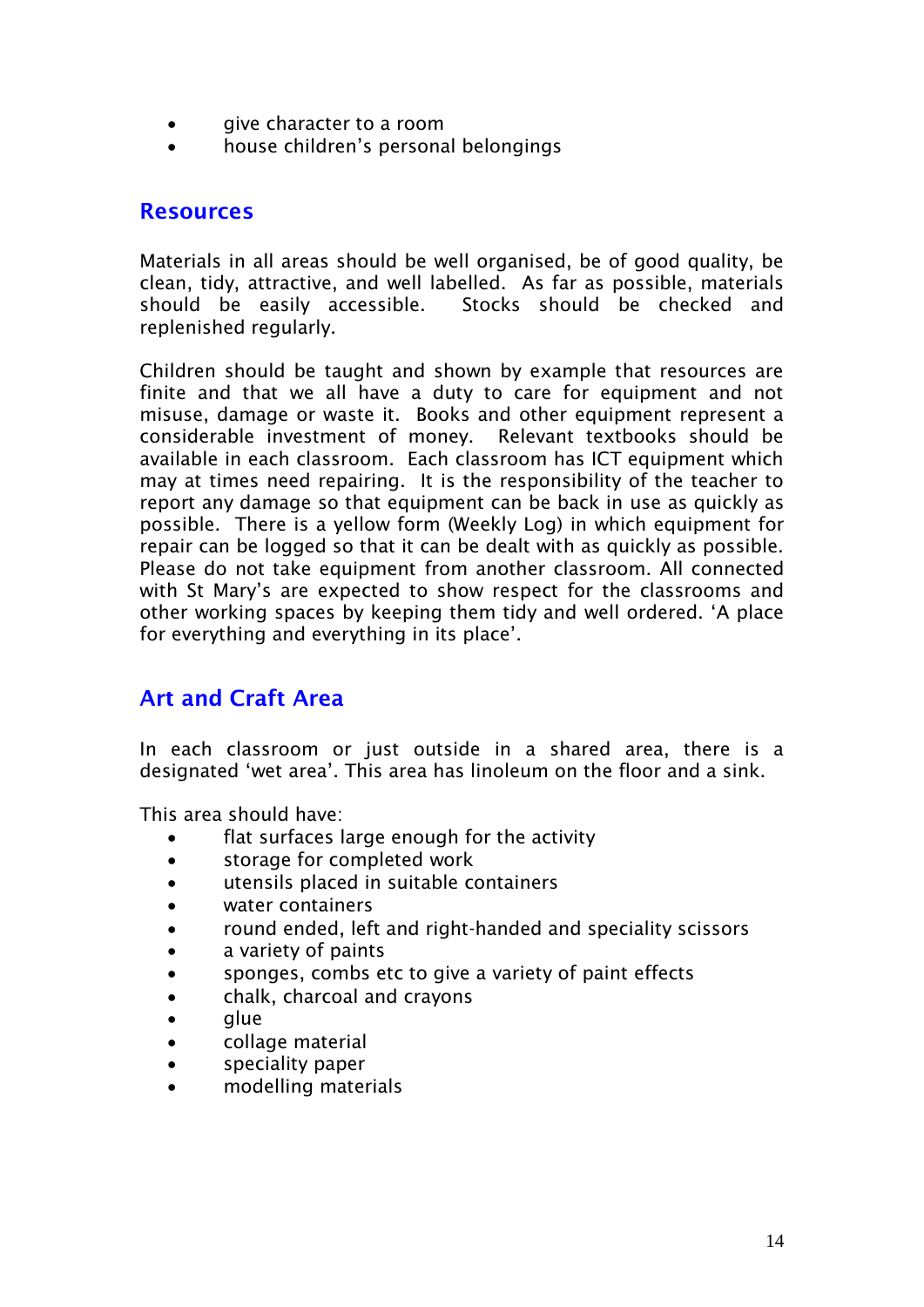- give character to a room
- house children's personal belongings

## Resources

Materials in all areas should be well organised, be of good quality, be clean, tidy, attractive, and well labelled. As far as possible, materials should be easily accessible. Stocks should be checked and replenished regularly.

Children should be taught and shown by example that resources are finite and that we all have a duty to care for equipment and not misuse, damage or waste it. Books and other equipment represent a considerable investment of money. Relevant textbooks should be available in each classroom. Each classroom has ICT equipment which may at times need repairing. It is the responsibility of the teacher to report any damage so that equipment can be back in use as quickly as possible. There is a yellow form (Weekly Log) in which equipment for repair can be logged so that it can be dealt with as quickly as possible. Please do not take equipment from another classroom. All connected with St Mary's are expected to show respect for the classrooms and other working spaces by keeping them tidy and well ordered. 'A place for everything and everything in its place'.

## Art and Craft Area

In each classroom or just outside in a shared area, there is a designated 'wet area'. This area has linoleum on the floor and a sink.

This area should have:

- flat surfaces large enough for the activity
- storage for completed work
- utensils placed in suitable containers
- water containers
- round ended, left and right-handed and speciality scissors
- a variety of paints
- sponges, combs etc to give a variety of paint effects
- chalk, charcoal and crayons
- glue
- collage material
- speciality paper
- modelling materials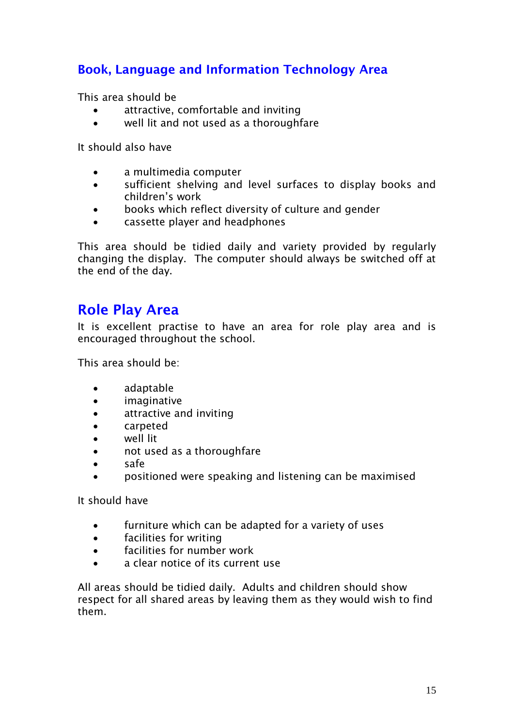## Book, Language and Information Technology Area

This area should be

- attractive, comfortable and inviting
- well lit and not used as a thoroughfare

It should also have

- a multimedia computer
- sufficient shelving and level surfaces to display books and children's work
- books which reflect diversity of culture and gender
- cassette player and headphones

This area should be tidied daily and variety provided by regularly changing the display. The computer should always be switched off at the end of the day.

## Role Play Area

It is excellent practise to have an area for role play area and is encouraged throughout the school.

This area should be:

- adaptable
- imaginative
- attractive and inviting
- carpeted
- well lit
- not used as a thoroughfare
- safe
- positioned were speaking and listening can be maximised

It should have

- furniture which can be adapted for a variety of uses
- facilities for writing
- facilities for number work
- a clear notice of its current use

All areas should be tidied daily. Adults and children should show respect for all shared areas by leaving them as they would wish to find them.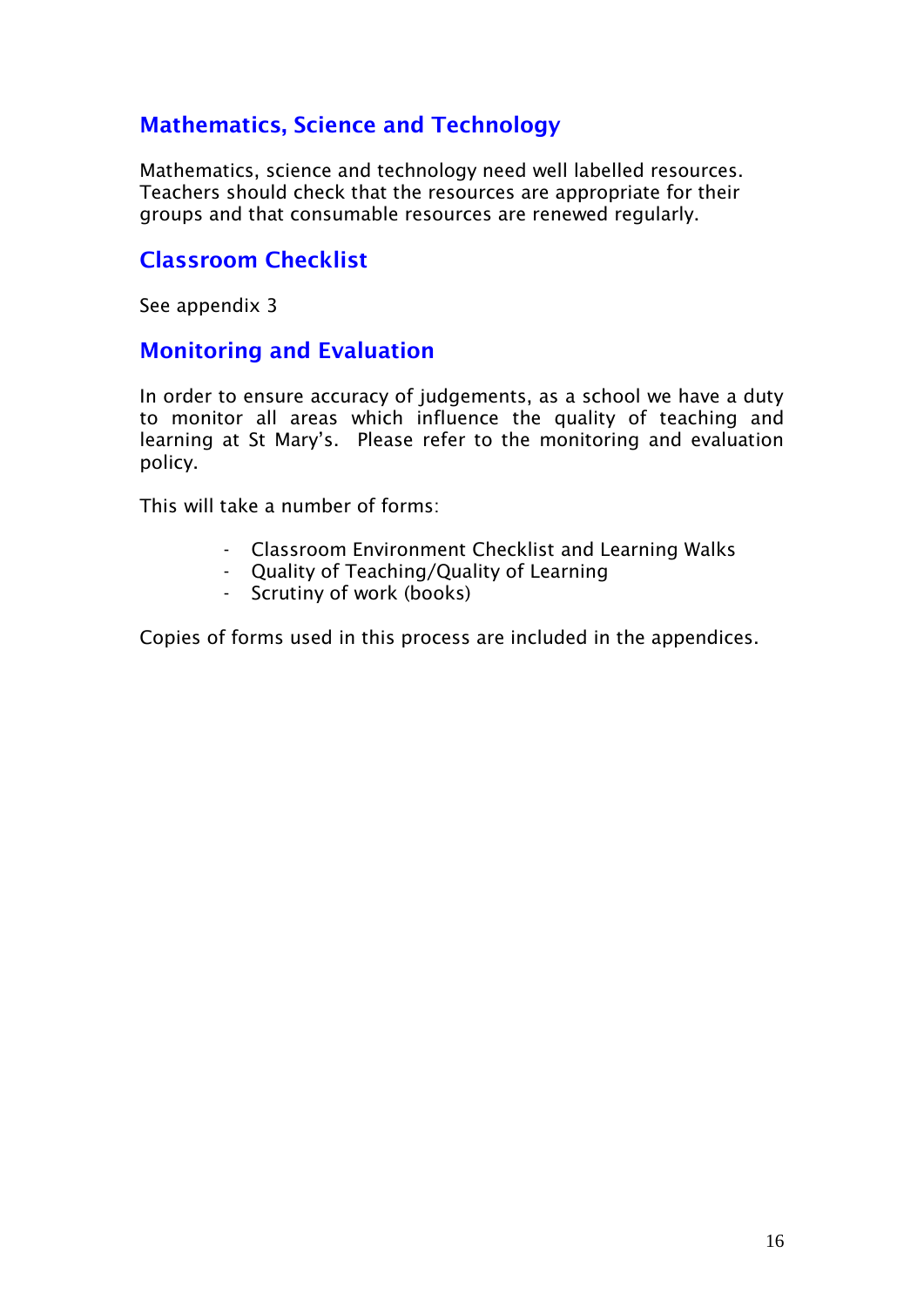## Mathematics, Science and Technology

Mathematics, science and technology need well labelled resources. Teachers should check that the resources are appropriate for their groups and that consumable resources are renewed regularly.

## Classroom Checklist

See appendix 3

## Monitoring and Evaluation

In order to ensure accuracy of judgements, as a school we have a duty to monitor all areas which influence the quality of teaching and learning at St Mary's. Please refer to the monitoring and evaluation policy.

This will take a number of forms:

- Classroom Environment Checklist and Learning Walks
- Quality of Teaching/Quality of Learning
- Scrutiny of work (books)

Copies of forms used in this process are included in the appendices.